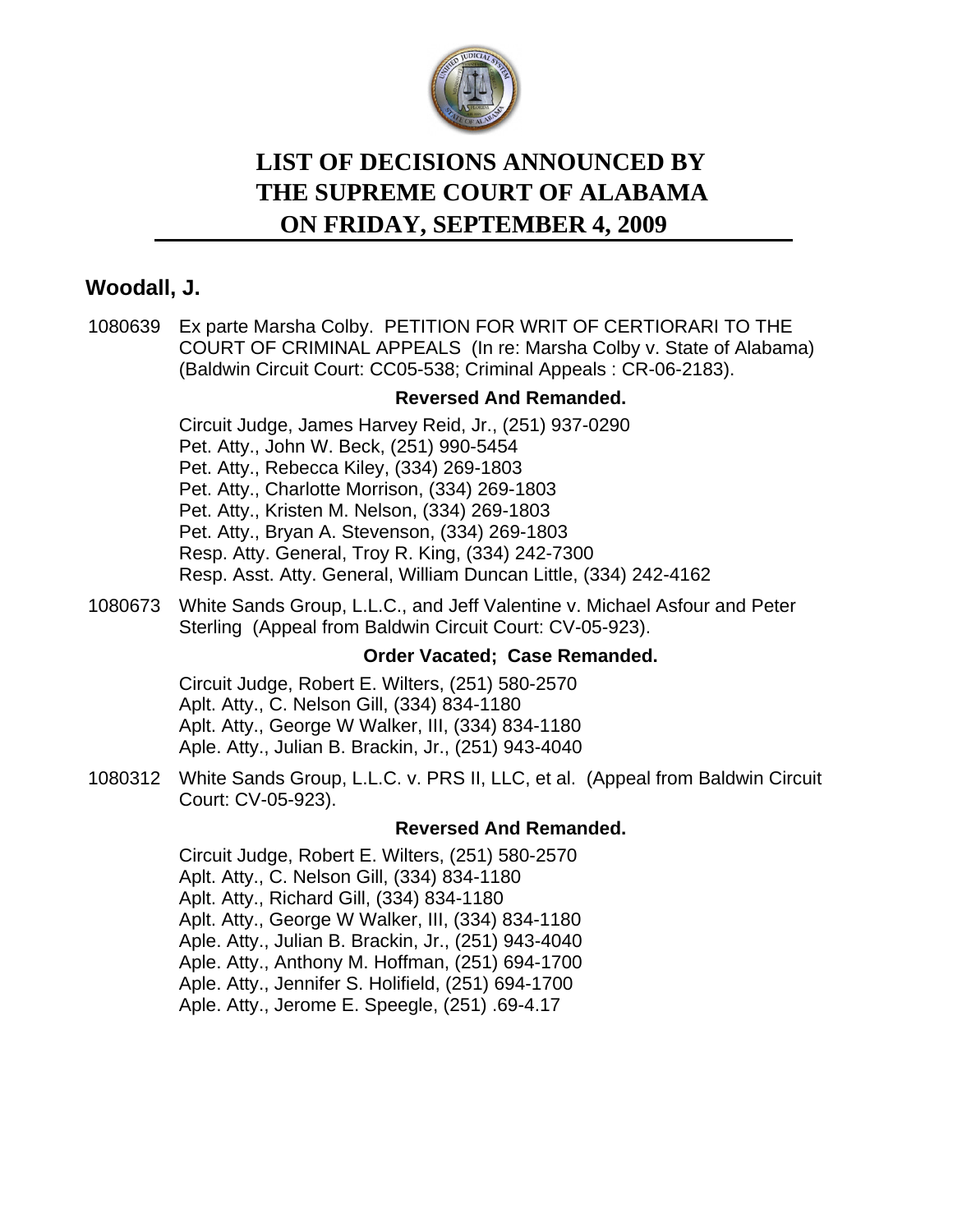# LIST OF DECISIONS ANNOUNCED BY THE SUPREME COURT OF ALABAMA ON FRIDAY, SEPTEMBER 4, 2009

## Woodall, J.

1080639 Ex parte Marsha Colby. PETITION FOR WRIT OF CERTIORARI TO THE COURT OF CRIMINAL APPEALS (In re: Marsha Colby v. State of Alabama) (Baldwin Circuit Court: CC05-538; Criminal Appeals : CR-06-2183).

**Reversed And Remanded.**

Circuit Judge, James Harvey Reid, Jr., (251) 937-0290
Pet. Atty., John W. Beck, (251) 990-5454
Pet. Atty., Rebecca Kiley, (334) 269-1803
Pet. Atty., Charlotte Morrison, (334) 269-1803
Pet. Atty., Kristen M. Nelson, (334) 269-1803
Pet. Atty., Bryan A. Stevenson, (334) 269-1803
Resp. Atty. General, Troy R. King, (334) 242-7300
Resp. Asst. Atty. General, William Duncan Little, (334) 242-4162

1080673 White Sands Group, L.L.C., and Jeff Valentine v. Michael Asfour and Peter Sterling (Appeal from Baldwin Circuit Court: CV-05-923).

**Order Vacated; Case Remanded.**

Circuit Judge, Robert E. Wilters, (251) 580-2570
Aplt. Atty., C. Nelson Gill, (334) 834-1180
Aplt. Atty., George W Walker, III, (334) 834-1180
Aple. Atty., Julian B. Brackin, Jr., (251) 943-4040

1080312 White Sands Group, L.L.C. v. PRS II, LLC, et al. (Appeal from Baldwin Circuit Court: CV-05-923).

**Reversed And Remanded.**

Circuit Judge, Robert E. Wilters, (251) 580-2570
Aplt. Atty., C. Nelson Gill, (334) 834-1180
Aplt. Atty., Richard Gill, (334) 834-1180
Aplt. Atty., George W Walker, III, (334) 834-1180
Aple. Atty., Julian B. Brackin, Jr., (251) 943-4040
Aple. Atty., Anthony M. Hoffman, (251) 694-1700
Aple. Atty., Jennifer S. Holifield, (251) 694-1700
Aple. Atty., Jerome E. Speegle, (251) .69-4.17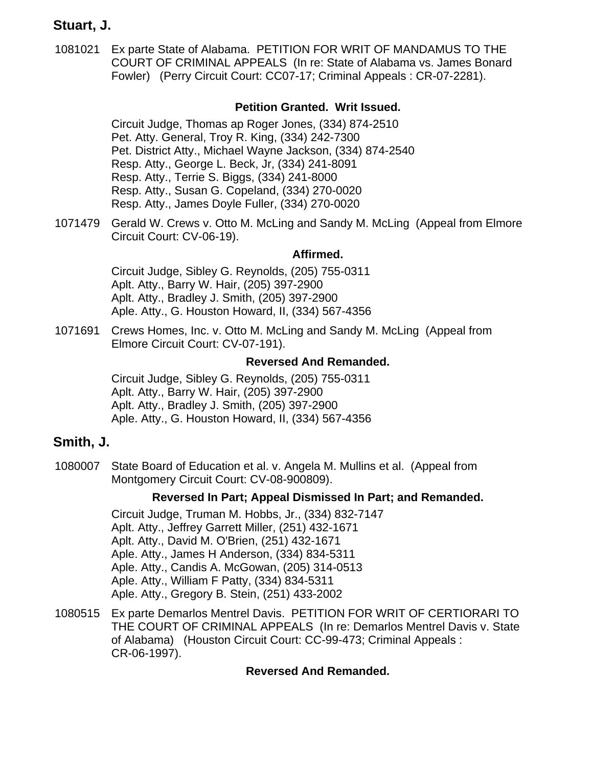## Stuart, J.

1081021 Ex parte State of Alabama. PETITION FOR WRIT OF MANDAMUS TO THE COURT OF CRIMINAL APPEALS (In re: State of Alabama vs. James Bonard Fowler) (Perry Circuit Court: CC07-17; Criminal Appeals : CR-07-2281).

**Petition Granted. Writ Issued.**

Circuit Judge, Thomas ap Roger Jones, (334) 874-2510
Pet. Atty. General, Troy R. King, (334) 242-7300
Pet. District Atty., Michael Wayne Jackson, (334) 874-2540
Resp. Atty., George L. Beck, Jr, (334) 241-8091
Resp. Atty., Terrie S. Biggs, (334) 241-8000
Resp. Atty., Susan G. Copeland, (334) 270-0020
Resp. Atty., James Doyle Fuller, (334) 270-0020

1071479 Gerald W. Crews v. Otto M. McLing and Sandy M. McLing (Appeal from Elmore Circuit Court: CV-06-19).

**Affirmed.**

Circuit Judge, Sibley G. Reynolds, (205) 755-0311
Aplt. Atty., Barry W. Hair, (205) 397-2900
Aplt. Atty., Bradley J. Smith, (205) 397-2900
Aple. Atty., G. Houston Howard, II, (334) 567-4356

1071691 Crews Homes, Inc. v. Otto M. McLing and Sandy M. McLing (Appeal from Elmore Circuit Court: CV-07-191).

**Reversed And Remanded.**

Circuit Judge, Sibley G. Reynolds, (205) 755-0311
Aplt. Atty., Barry W. Hair, (205) 397-2900
Aplt. Atty., Bradley J. Smith, (205) 397-2900
Aple. Atty., G. Houston Howard, II, (334) 567-4356

## Smith, J.

1080007 State Board of Education et al. v. Angela M. Mullins et al. (Appeal from Montgomery Circuit Court: CV-08-900809).

**Reversed In Part; Appeal Dismissed In Part; and Remanded.**

Circuit Judge, Truman M. Hobbs, Jr., (334) 832-7147
Aplt. Atty., Jeffrey Garrett Miller, (251) 432-1671
Aplt. Atty., David M. O'Brien, (251) 432-1671
Aple. Atty., James H Anderson, (334) 834-5311
Aple. Atty., Candis A. McGowan, (205) 314-0513
Aple. Atty., William F Patty, (334) 834-5311
Aple. Atty., Gregory B. Stein, (251) 433-2002

1080515 Ex parte Demarlos Mentrel Davis. PETITION FOR WRIT OF CERTIORARI TO THE COURT OF CRIMINAL APPEALS (In re: Demarlos Mentrel Davis v. State of Alabama) (Houston Circuit Court: CC-99-473; Criminal Appeals : CR-06-1997).

**Reversed And Remanded.**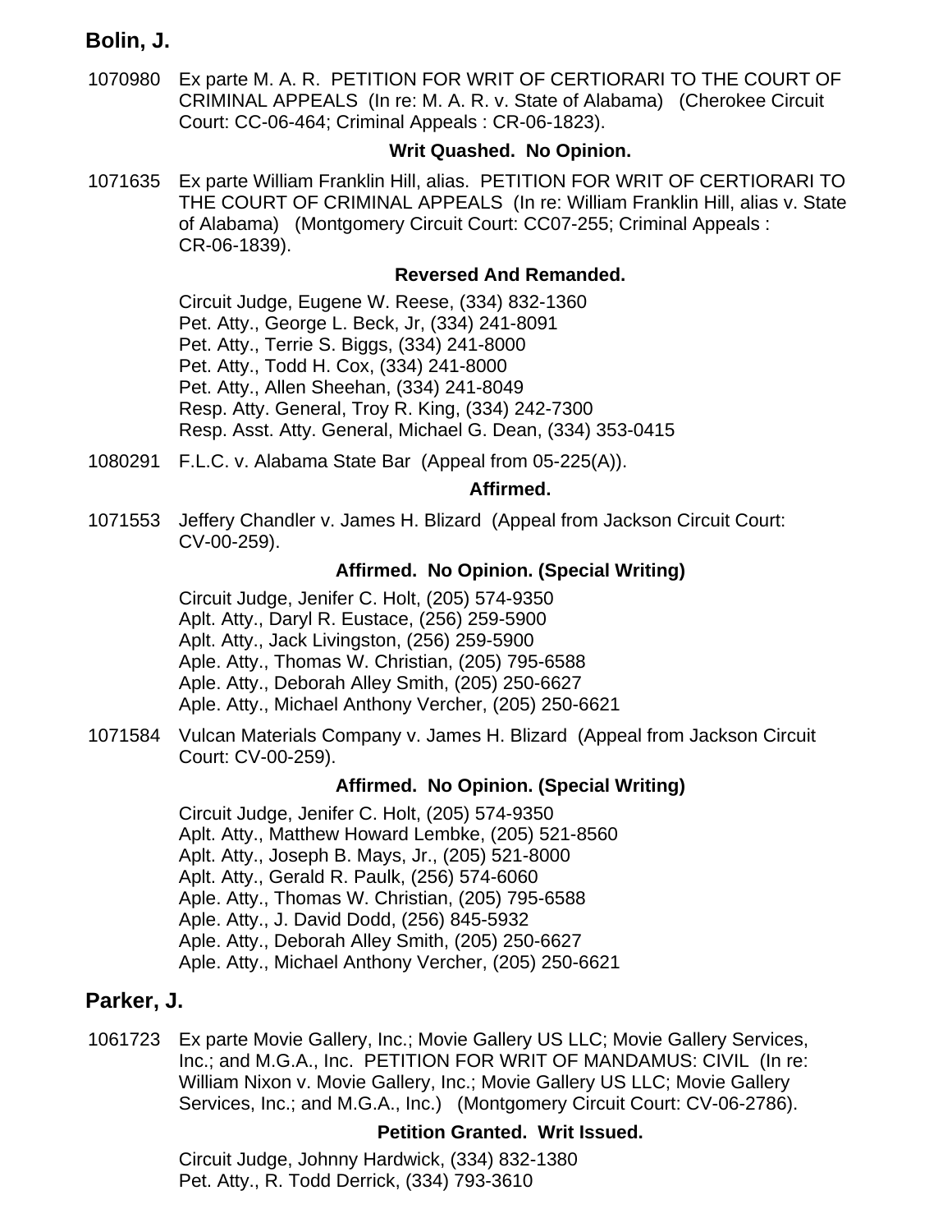## Bolin, J.

1070980 Ex parte M. A. R. PETITION FOR WRIT OF CERTIORARI TO THE COURT OF CRIMINAL APPEALS (In re: M. A. R. v. State of Alabama) (Cherokee Circuit Court: CC-06-464; Criminal Appeals : CR-06-1823).

**Writ Quashed. No Opinion.**

1071635 Ex parte William Franklin Hill, alias. PETITION FOR WRIT OF CERTIORARI TO THE COURT OF CRIMINAL APPEALS (In re: William Franklin Hill, alias v. State of Alabama) (Montgomery Circuit Court: CC07-255; Criminal Appeals : CR-06-1839).

**Reversed And Remanded.**

Circuit Judge, Eugene W. Reese, (334) 832-1360
Pet. Atty., George L. Beck, Jr, (334) 241-8091
Pet. Atty., Terrie S. Biggs, (334) 241-8000
Pet. Atty., Todd H. Cox, (334) 241-8000
Pet. Atty., Allen Sheehan, (334) 241-8049
Resp. Atty. General, Troy R. King, (334) 242-7300
Resp. Asst. Atty. General, Michael G. Dean, (334) 353-0415

1080291 F.L.C. v. Alabama State Bar (Appeal from 05-225(A)).

**Affirmed.**

1071553 Jeffery Chandler v. James H. Blizard (Appeal from Jackson Circuit Court: CV-00-259).

**Affirmed. No Opinion. (Special Writing)**

Circuit Judge, Jenifer C. Holt, (205) 574-9350
Aplt. Atty., Daryl R. Eustace, (256) 259-5900
Aplt. Atty., Jack Livingston, (256) 259-5900
Aple. Atty., Thomas W. Christian, (205) 795-6588
Aple. Atty., Deborah Alley Smith, (205) 250-6627
Aple. Atty., Michael Anthony Vercher, (205) 250-6621

1071584 Vulcan Materials Company v. James H. Blizard (Appeal from Jackson Circuit Court: CV-00-259).

**Affirmed. No Opinion. (Special Writing)**

Circuit Judge, Jenifer C. Holt, (205) 574-9350
Aplt. Atty., Matthew Howard Lembke, (205) 521-8560
Aplt. Atty., Joseph B. Mays, Jr., (205) 521-8000
Aplt. Atty., Gerald R. Paulk, (256) 574-6060
Aple. Atty., Thomas W. Christian, (205) 795-6588
Aple. Atty., J. David Dodd, (256) 845-5932
Aple. Atty., Deborah Alley Smith, (205) 250-6627
Aple. Atty., Michael Anthony Vercher, (205) 250-6621

## Parker, J.

1061723 Ex parte Movie Gallery, Inc.; Movie Gallery US LLC; Movie Gallery Services, Inc.; and M.G.A., Inc. PETITION FOR WRIT OF MANDAMUS: CIVIL (In re: William Nixon v. Movie Gallery, Inc.; Movie Gallery US LLC; Movie Gallery Services, Inc.; and M.G.A., Inc.) (Montgomery Circuit Court: CV-06-2786).

**Petition Granted. Writ Issued.**

Circuit Judge, Johnny Hardwick, (334) 832-1380
Pet. Atty., R. Todd Derrick, (334) 793-3610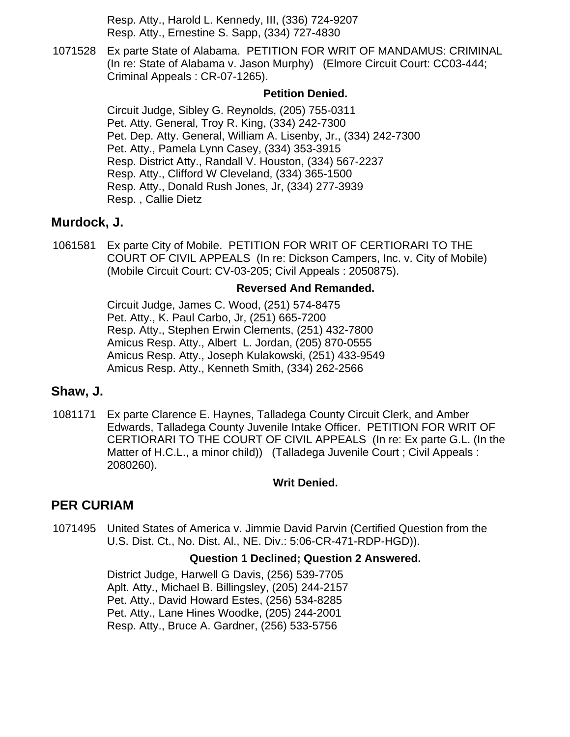Resp. Atty., Harold L. Kennedy, III, (336) 724-9207
Resp. Atty., Ernestine S. Sapp, (334) 727-4830

1071528 Ex parte State of Alabama. PETITION FOR WRIT OF MANDAMUS: CRIMINAL (In re: State of Alabama v. Jason Murphy) (Elmore Circuit Court: CC03-444; Criminal Appeals : CR-07-1265).

**Petition Denied.**

Circuit Judge, Sibley G. Reynolds, (205) 755-0311
Pet. Atty. General, Troy R. King, (334) 242-7300
Pet. Dep. Atty. General, William A. Lisenby, Jr., (334) 242-7300
Pet. Atty., Pamela Lynn Casey, (334) 353-3915
Resp. District Atty., Randall V. Houston, (334) 567-2237
Resp. Atty., Clifford W Cleveland, (334) 365-1500
Resp. Atty., Donald Rush Jones, Jr, (334) 277-3939
Resp. , Callie Dietz

## Murdock, J.

1061581 Ex parte City of Mobile. PETITION FOR WRIT OF CERTIORARI TO THE COURT OF CIVIL APPEALS (In re: Dickson Campers, Inc. v. City of Mobile) (Mobile Circuit Court: CV-03-205; Civil Appeals : 2050875).

**Reversed And Remanded.**

Circuit Judge, James C. Wood, (251) 574-8475
Pet. Atty., K. Paul Carbo, Jr, (251) 665-7200
Resp. Atty., Stephen Erwin Clements, (251) 432-7800
Amicus Resp. Atty., Albert L. Jordan, (205) 870-0555
Amicus Resp. Atty., Joseph Kulakowski, (251) 433-9549
Amicus Resp. Atty., Kenneth Smith, (334) 262-2566

## Shaw, J.

1081171 Ex parte Clarence E. Haynes, Talladega County Circuit Clerk, and Amber Edwards, Talladega County Juvenile Intake Officer. PETITION FOR WRIT OF CERTIORARI TO THE COURT OF CIVIL APPEALS (In re: Ex parte G.L. (In the Matter of H.C.L., a minor child)) (Talladega Juvenile Court ; Civil Appeals : 2080260).

**Writ Denied.**

## PER CURIAM

1071495 United States of America v. Jimmie David Parvin (Certified Question from the U.S. Dist. Ct., No. Dist. Al., NE. Div.: 5:06-CR-471-RDP-HGD)).

**Question 1 Declined; Question 2 Answered.**

District Judge, Harwell G Davis, (256) 539-7705
Aplt. Atty., Michael B. Billingsley, (205) 244-2157
Pet. Atty., David Howard Estes, (256) 534-8285
Pet. Atty., Lane Hines Woodke, (205) 244-2001
Resp. Atty., Bruce A. Gardner, (256) 533-5756